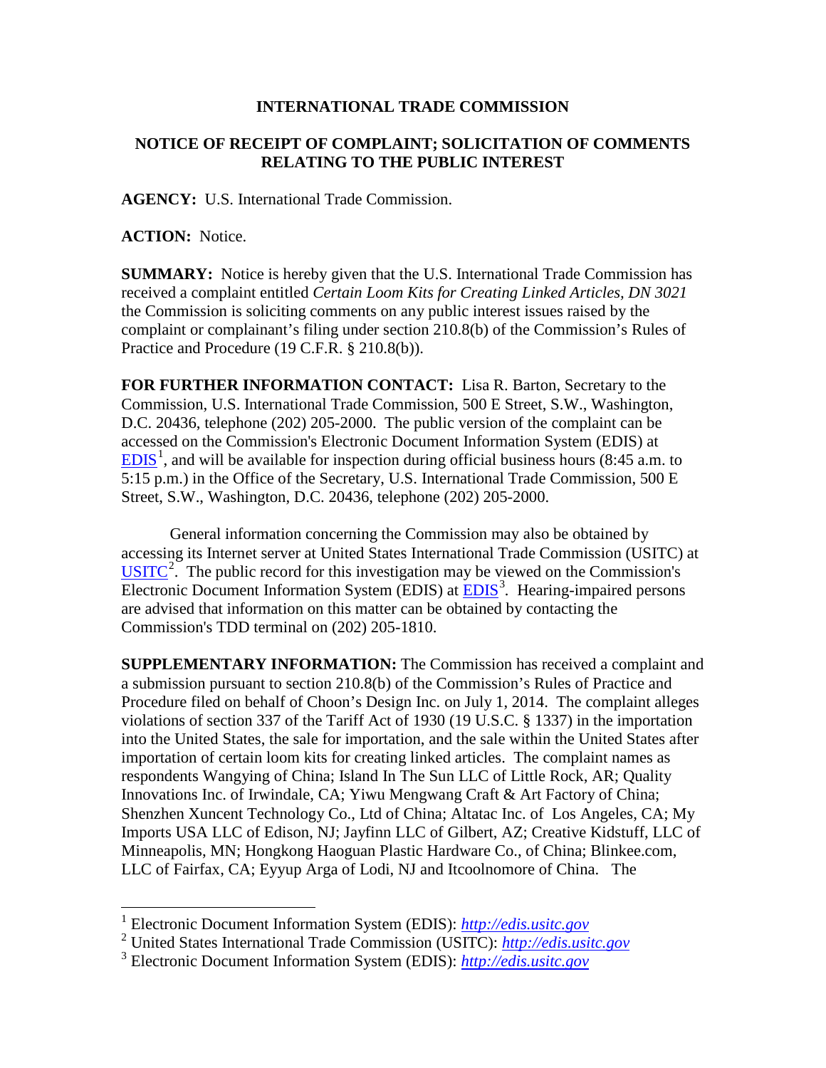**INTERNATIONAL TRADE COMMISSION**

**NOTICE OF RECEIPT OF COMPLAINT; SOLICITATION OF COMMENTS RELATING TO THE PUBLIC INTEREST**

**AGENCY:** U.S. International Trade Commission.

**ACTION:** Notice.

**SUMMARY:** Notice is hereby given that the U.S. International Trade Commission has received a complaint entitled *Certain Loom Kits for Creating Linked Articles, DN 3021* the Commission is soliciting comments on any public interest issues raised by the complaint or complainant's filing under section 210.8(b) of the Commission's Rules of Practice and Procedure (19 C.F.R. § 210.8(b)).

**FOR FURTHER INFORMATION CONTACT:** Lisa R. Barton, Secretary to the Commission, U.S. International Trade Commission, 500 E Street, S.W., Washington, D.C. 20436, telephone (202) 205-2000. The public version of the complaint can be accessed on the Commission's Electronic Document Information System (EDIS) at EDIS[1], and will be available for inspection during official business hours (8:45 a.m. to 5:15 p.m.) in the Office of the Secretary, U.S. International Trade Commission, 500 E Street, S.W., Washington, D.C. 20436, telephone (202) 205-2000.

General information concerning the Commission may also be obtained by accessing its Internet server at United States International Trade Commission (USITC) at USITC[2]. The public record for this investigation may be viewed on the Commission's Electronic Document Information System (EDIS) at EDIS[3]. Hearing-impaired persons are advised that information on this matter can be obtained by contacting the Commission's TDD terminal on (202) 205-1810.

**SUPPLEMENTARY INFORMATION:** The Commission has received a complaint and a submission pursuant to section 210.8(b) of the Commission's Rules of Practice and Procedure filed on behalf of Choon's Design Inc. on July 1, 2014. The complaint alleges violations of section 337 of the Tariff Act of 1930 (19 U.S.C. § 1337) in the importation into the United States, the sale for importation, and the sale within the United States after importation of certain loom kits for creating linked articles. The complaint names as respondents Wangying of China; Island In The Sun LLC of Little Rock, AR; Quality Innovations Inc. of Irwindale, CA; Yiwu Mengwang Craft & Art Factory of China; Shenzhen Xuncent Technology Co., Ltd of China; Altatac Inc. of Los Angeles, CA; My Imports USA LLC of Edison, NJ; Jayfinn LLC of Gilbert, AZ; Creative Kidstuff, LLC of Minneapolis, MN; Hongkong Haoguan Plastic Hardware Co., of China; Blinkee.com, LLC of Fairfax, CA; Eyyup Arga of Lodi, NJ and Itcoolnomore of China. The

[1] Electronic Document Information System (EDIS): *http://edis.usitc.gov*
[2] United States International Trade Commission (USITC): *http://edis.usitc.gov*
[3] Electronic Document Information System (EDIS): *http://edis.usitc.gov*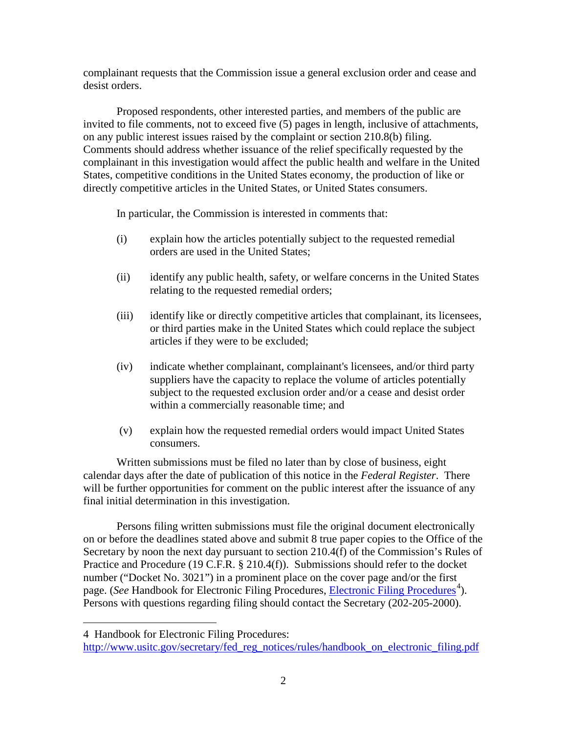complainant requests that the Commission issue a general exclusion order and cease and desist orders.

Proposed respondents, other interested parties, and members of the public are invited to file comments, not to exceed five (5) pages in length, inclusive of attachments, on any public interest issues raised by the complaint or section 210.8(b) filing. Comments should address whether issuance of the relief specifically requested by the complainant in this investigation would affect the public health and welfare in the United States, competitive conditions in the United States economy, the production of like or directly competitive articles in the United States, or United States consumers.

In particular, the Commission is interested in comments that:

(i) explain how the articles potentially subject to the requested remedial orders are used in the United States;

(ii) identify any public health, safety, or welfare concerns in the United States relating to the requested remedial orders;

(iii) identify like or directly competitive articles that complainant, its licensees, or third parties make in the United States which could replace the subject articles if they were to be excluded;

(iv) indicate whether complainant, complainant's licensees, and/or third party suppliers have the capacity to replace the volume of articles potentially subject to the requested exclusion order and/or a cease and desist order within a commercially reasonable time; and

(v) explain how the requested remedial orders would impact United States consumers.

Written submissions must be filed no later than by close of business, eight calendar days after the date of publication of this notice in the *Federal Register*. There will be further opportunities for comment on the public interest after the issuance of any final initial determination in this investigation.

Persons filing written submissions must file the original document electronically on or before the deadlines stated above and submit 8 true paper copies to the Office of the Secretary by noon the next day pursuant to section 210.4(f) of the Commission's Rules of Practice and Procedure (19 C.F.R. § 210.4(f)). Submissions should refer to the docket number ("Docket No. 3021") in a prominent place on the cover page and/or the first page. (*See* Handbook for Electronic Filing Procedures, [Electronic Filing Procedures](http://www.usitc.gov/secretary/fed_reg_notices/rules/handbook_on_electronic_filing.pdf)[4]). Persons with questions regarding filing should contact the Secretary (202-205-2000).

---

4 Handbook for Electronic Filing Procedures: http://www.usitc.gov/secretary/fed_reg_notices/rules/handbook_on_electronic_filing.pdf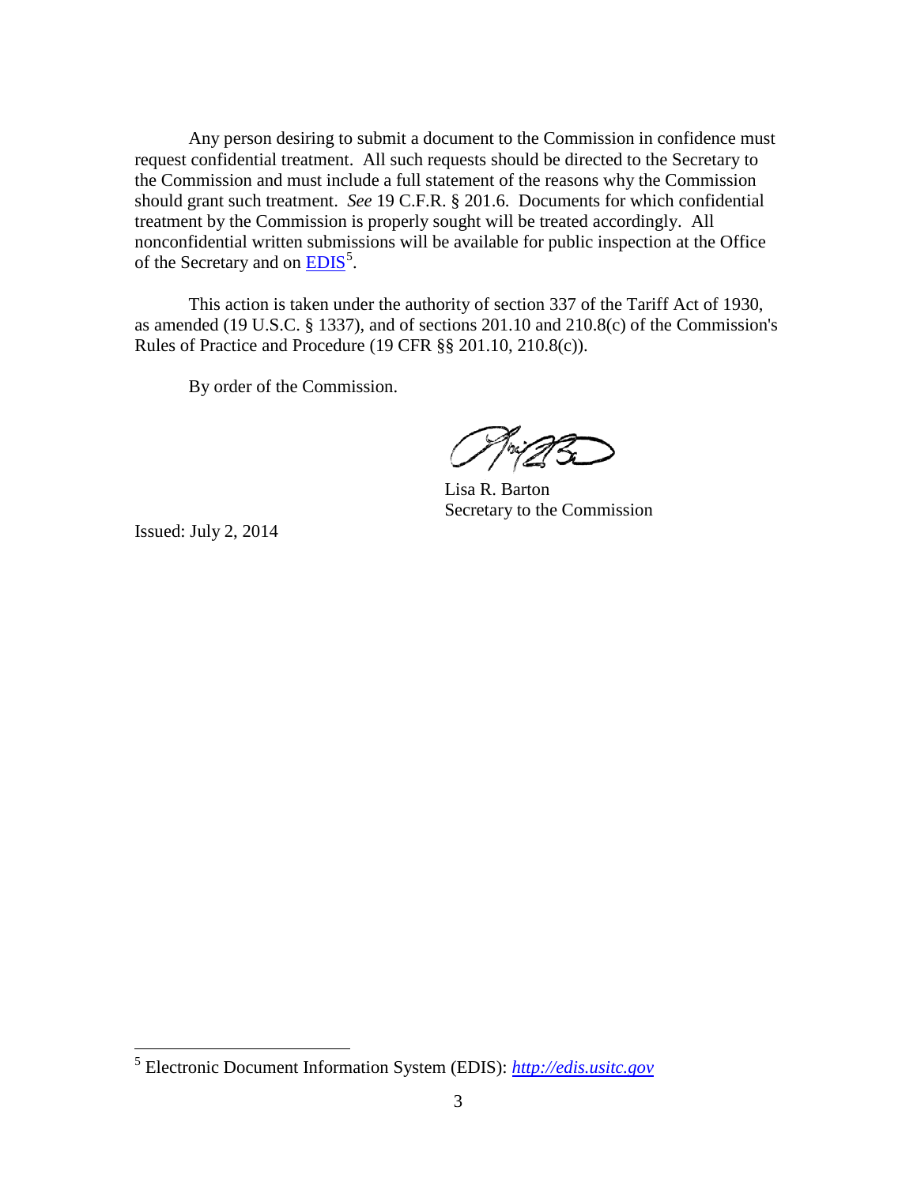Any person desiring to submit a document to the Commission in confidence must request confidential treatment. All such requests should be directed to the Secretary to the Commission and must include a full statement of the reasons why the Commission should grant such treatment. *See* 19 C.F.R. § 201.6. Documents for which confidential treatment by the Commission is properly sought will be treated accordingly. All nonconfidential written submissions will be available for public inspection at the Office of the Secretary and on [EDIS][5].

This action is taken under the authority of section 337 of the Tariff Act of 1930, as amended (19 U.S.C. § 1337), and of sections 201.10 and 210.8(c) of the Commission's Rules of Practice and Procedure (19 CFR §§ 201.10, 210.8(c)).

By order of the Commission.

Lisa R. Barton
Secretary to the Commission

Issued: July 2, 2014

---

[5] Electronic Document Information System (EDIS): *http://edis.usitc.gov*